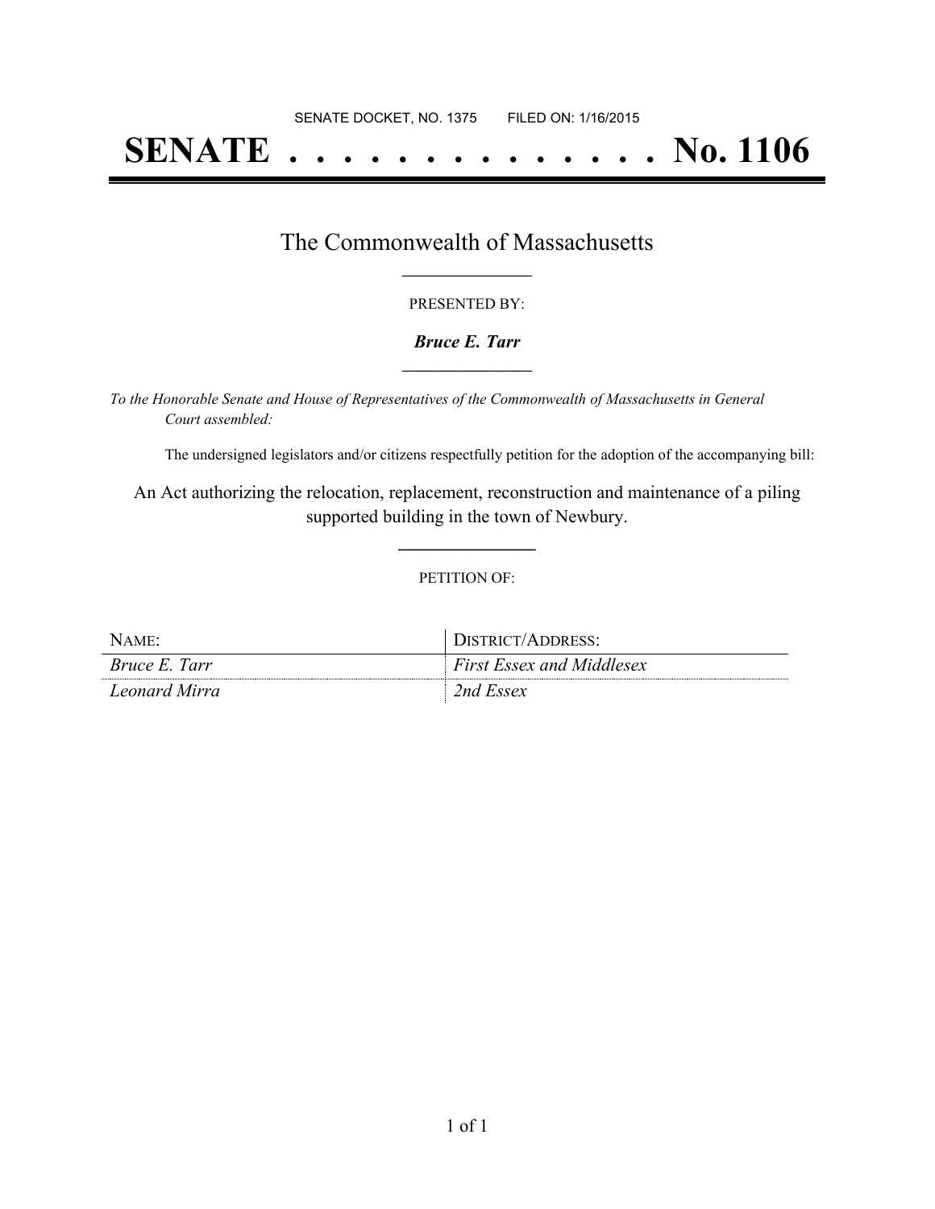SENATE DOCKET, NO. 1375        FILED ON: 1/16/2015

# SENATE . . . . . . . . . . . . . . No. 1106

## The Commonwealth of Massachusetts

PRESENTED BY:

***Bruce E. Tarr***

*To the Honorable Senate and House of Representatives of the Commonwealth of Massachusetts in General Court assembled:*

The undersigned legislators and/or citizens respectfully petition for the adoption of the accompanying bill:

An Act authorizing the relocation, replacement, reconstruction and maintenance of a piling supported building in the town of Newbury.

PETITION OF:

| NAME: | DISTRICT/ADDRESS: |
| --- | --- |
| *Bruce E. Tarr* | *First Essex and Middlesex* |
| *Leonard Mirra* | *2nd Essex* |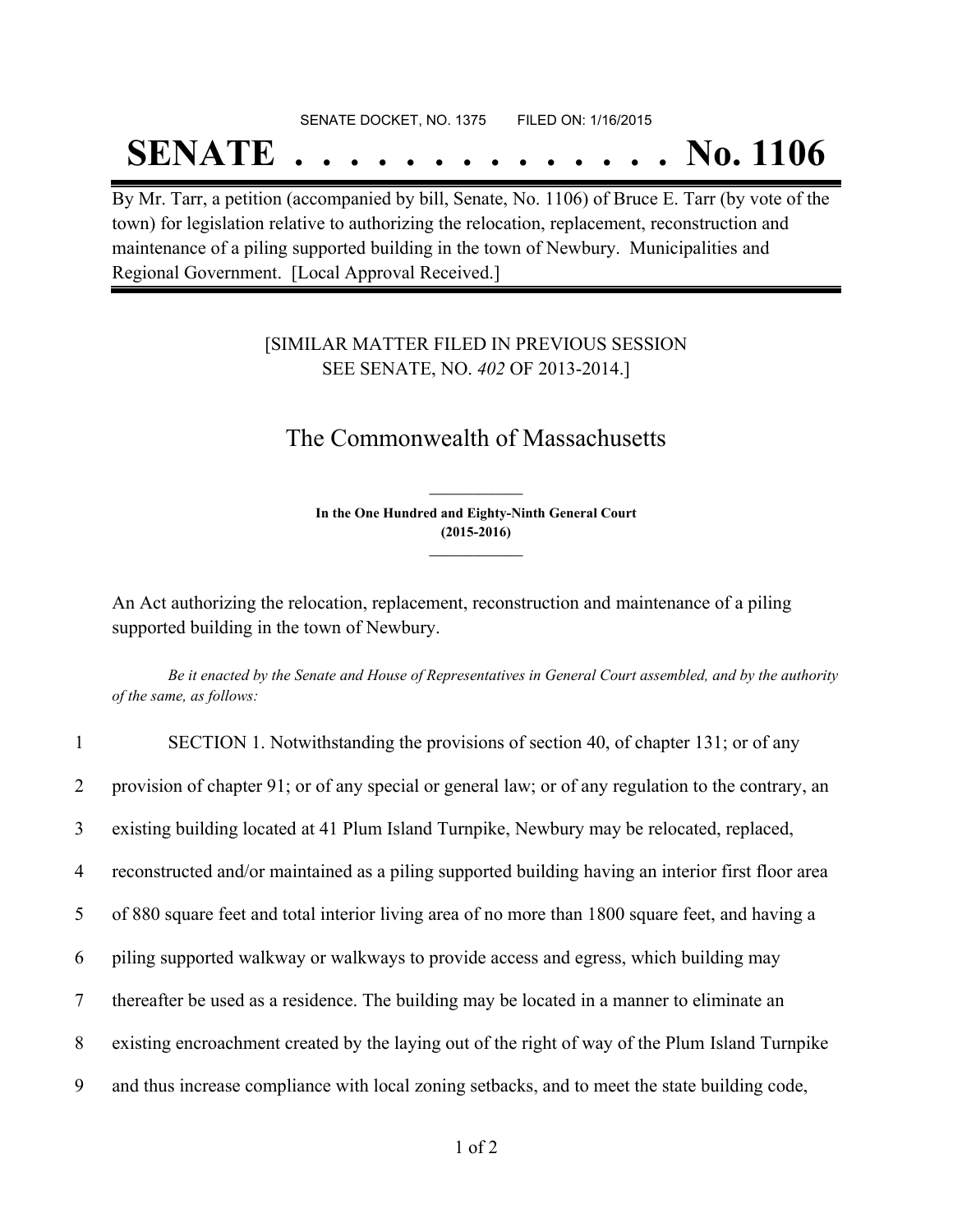SENATE DOCKET, NO. 1375 FILED ON: 1/16/2015

# SENATE . . . . . . . . . . . . . . No. 1106

By Mr. Tarr, a petition (accompanied by bill, Senate, No. 1106) of Bruce E. Tarr (by vote of the town) for legislation relative to authorizing the relocation, replacement, reconstruction and maintenance of a piling supported building in the town of Newbury. Municipalities and Regional Government. [Local Approval Received.]

[SIMILAR MATTER FILED IN PREVIOUS SESSION SEE SENATE, NO. *402* OF 2013-2014.]

## The Commonwealth of Massachusetts

**In the One Hundred and Eighty-Ninth General Court (2015-2016)**

An Act authorizing the relocation, replacement, reconstruction and maintenance of a piling supported building in the town of Newbury.

*Be it enacted by the Senate and House of Representatives in General Court assembled, and by the authority of the same, as follows:*

1 SECTION 1. Notwithstanding the provisions of section 40, of chapter 131; or of any
2 provision of chapter 91; or of any special or general law; or of any regulation to the contrary, an
3 existing building located at 41 Plum Island Turnpike, Newbury may be relocated, replaced,
4 reconstructed and/or maintained as a piling supported building having an interior first floor area
5 of 880 square feet and total interior living area of no more than 1800 square feet, and having a
6 piling supported walkway or walkways to provide access and egress, which building may
7 thereafter be used as a residence. The building may be located in a manner to eliminate an
8 existing encroachment created by the laying out of the right of way of the Plum Island Turnpike
9 and thus increase compliance with local zoning setbacks, and to meet the state building code,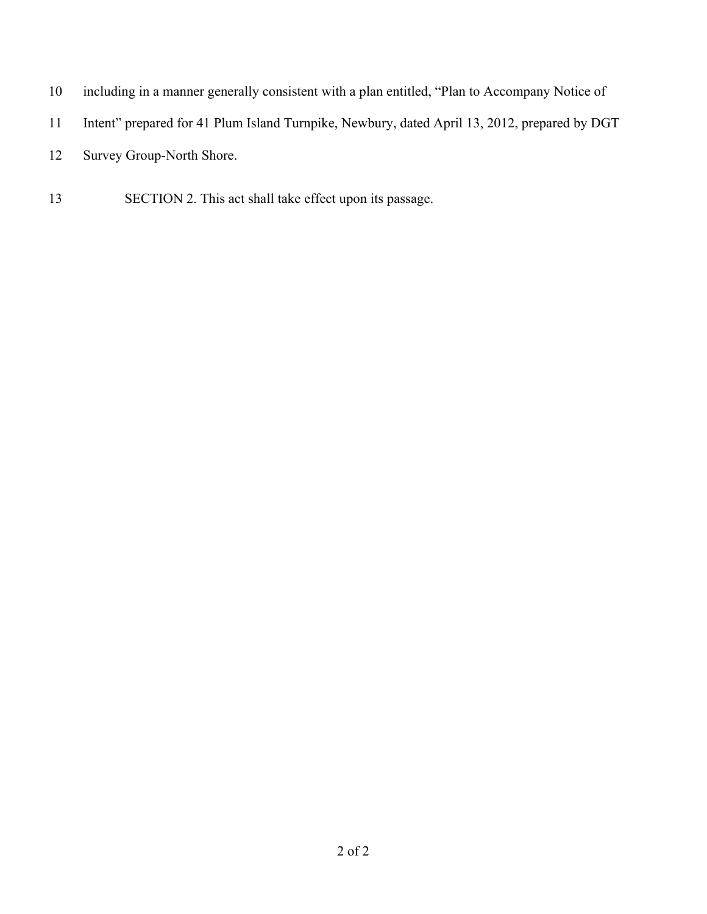including in a manner generally consistent with a plan entitled, "Plan to Accompany Notice of Intent" prepared for 41 Plum Island Turnpike, Newbury, dated April 13, 2012, prepared by DGT Survey Group-North Shore.

SECTION 2. This act shall take effect upon its passage.